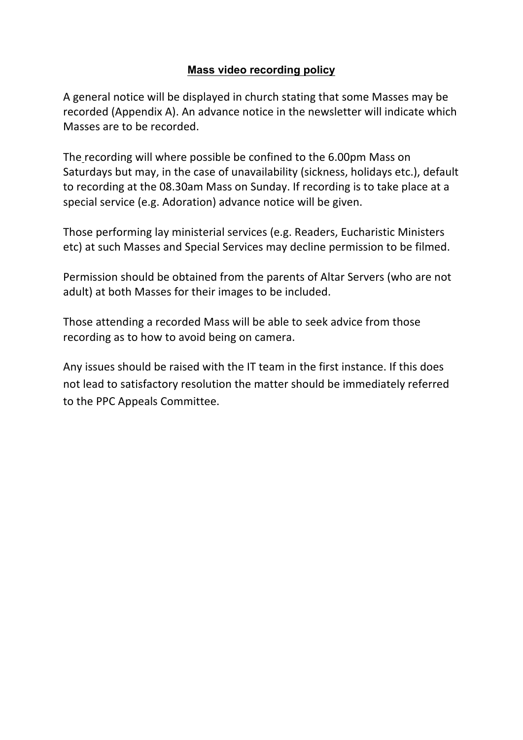# **Mass video recording policy**

A general notice will be displayed in church stating that some Masses may be recorded (Appendix A). An advance notice in the newsletter will indicate which Masses are to be recorded.

The recording will where possible be confined to the 6.00pm Mass on Saturdays but may, in the case of unavailability (sickness, holidays etc.), default to recording at the 08.30am Mass on Sunday. If recording is to take place at a special service (e.g. Adoration) advance notice will be given.

Those performing lay ministerial services (e.g. Readers, Eucharistic Ministers etc) at such Masses and Special Services may decline permission to be filmed.

Permission should be obtained from the parents of Altar Servers (who are not adult) at both Masses for their images to be included.

Those attending a recorded Mass will be able to seek advice from those recording as to how to avoid being on camera.

Any issues should be raised with the IT team in the first instance. If this does not lead to satisfactory resolution the matter should be immediately referred to the PPC Appeals Committee.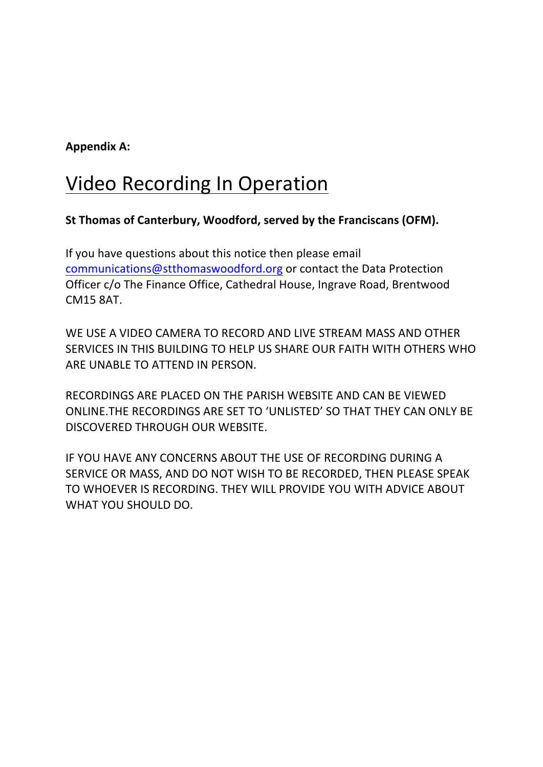**Appendix A:**

# Video Recording In Operation

**St Thomas of Canterbury, Woodford, served by the Franciscans (OFM).**

If you have questions about this notice then please email communications@stthomaswoodford.org or contact the Data Protection Officer c/o The Finance Office, Cathedral House, Ingrave Road, Brentwood CM15 8AT.

WE USE A VIDEO CAMERA TO RECORD AND LIVE STREAM MASS AND OTHER SERVICES IN THIS BUILDING TO HELP US SHARE OUR FAITH WITH OTHERS WHO ARE UNABLE TO ATTEND IN PERSON.

RECORDINGS ARE PLACED ON THE PARISH WEBSITE AND CAN BE VIEWED ONLINE.THE RECORDINGS ARE SET TO 'UNLISTED' SO THAT THEY CAN ONLY BE DISCOVERED THROUGH OUR WEBSITE.

IF YOU HAVE ANY CONCERNS ABOUT THE USE OF RECORDING DURING A SERVICE OR MASS, AND DO NOT WISH TO BE RECORDED, THEN PLEASE SPEAK TO WHOEVER IS RECORDING. THEY WILL PROVIDE YOU WITH ADVICE ABOUT WHAT YOU SHOULD DO.